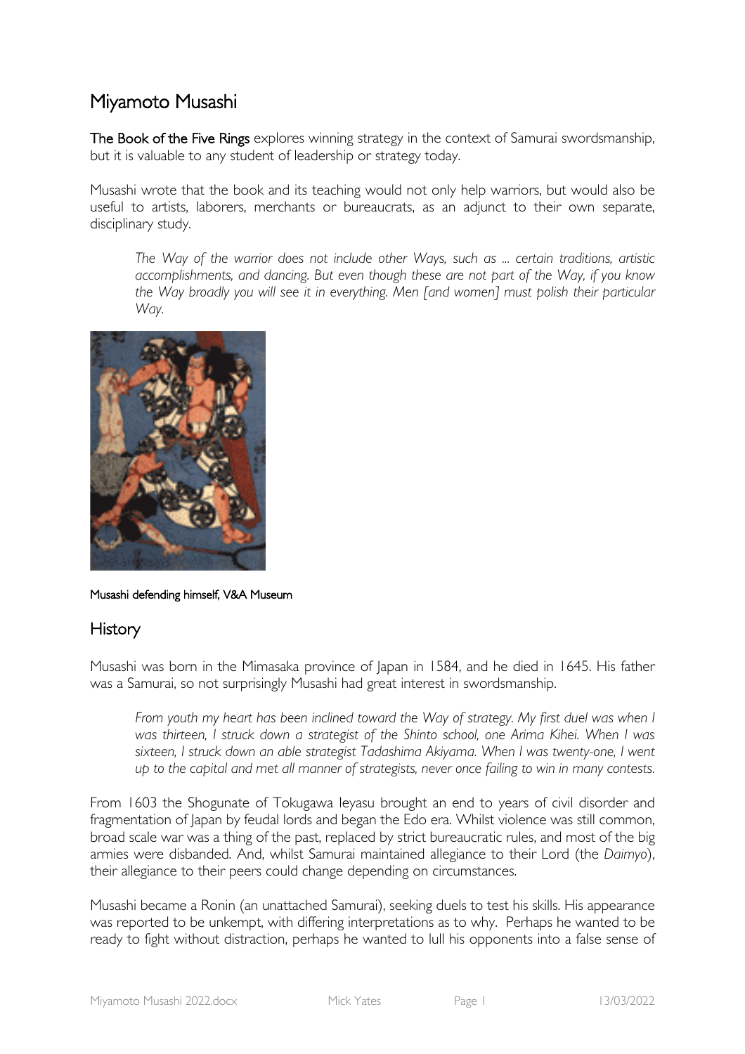# Miyamoto Musashi

**The Book of the Five Rings** explores winning strategy in the context of Samurai swordsmanship, but it is valuable to any student of leadership or strategy today.

Musashi wrote that the book and its teaching would not only help warriors, but would also be useful to artists, laborers, merchants or bureaucrats, as an adjunct to their own separate, disciplinary study.

> *The Way of the warrior does not include other Ways, such as ... certain traditions, artistic accomplishments, and dancing. But even though these are not part of the Way, if you know the Way broadly you will see it in everything. Men [and women] must polish their particular Way.*

Musashi defending himself, V&A Museum

## History

Musashi was born in the Mimasaka province of Japan in 1584, and he died in 1645. His father was a Samurai, so not surprisingly Musashi had great interest in swordsmanship.

> *From youth my heart has been inclined toward the Way of strategy. My first duel was when I was thirteen, I struck down a strategist of the Shinto school, one Arima Kihei. When I was sixteen, I struck down an able strategist Tadashima Akiyama. When I was twenty-one, I went up to the capital and met all manner of strategists, never once failing to win in many contests.*

From 1603 the Shogunate of Tokugawa Ieyasu brought an end to years of civil disorder and fragmentation of Japan by feudal lords and began the Edo era. Whilst violence was still common, broad scale war was a thing of the past, replaced by strict bureaucratic rules, and most of the big armies were disbanded. And, whilst Samurai maintained allegiance to their Lord (the *Daimyo*), their allegiance to their peers could change depending on circumstances.

Musashi became a Ronin (an unattached Samurai), seeking duels to test his skills. His appearance was reported to be unkempt, with differing interpretations as to why. Perhaps he wanted to be ready to fight without distraction, perhaps he wanted to lull his opponents into a false sense of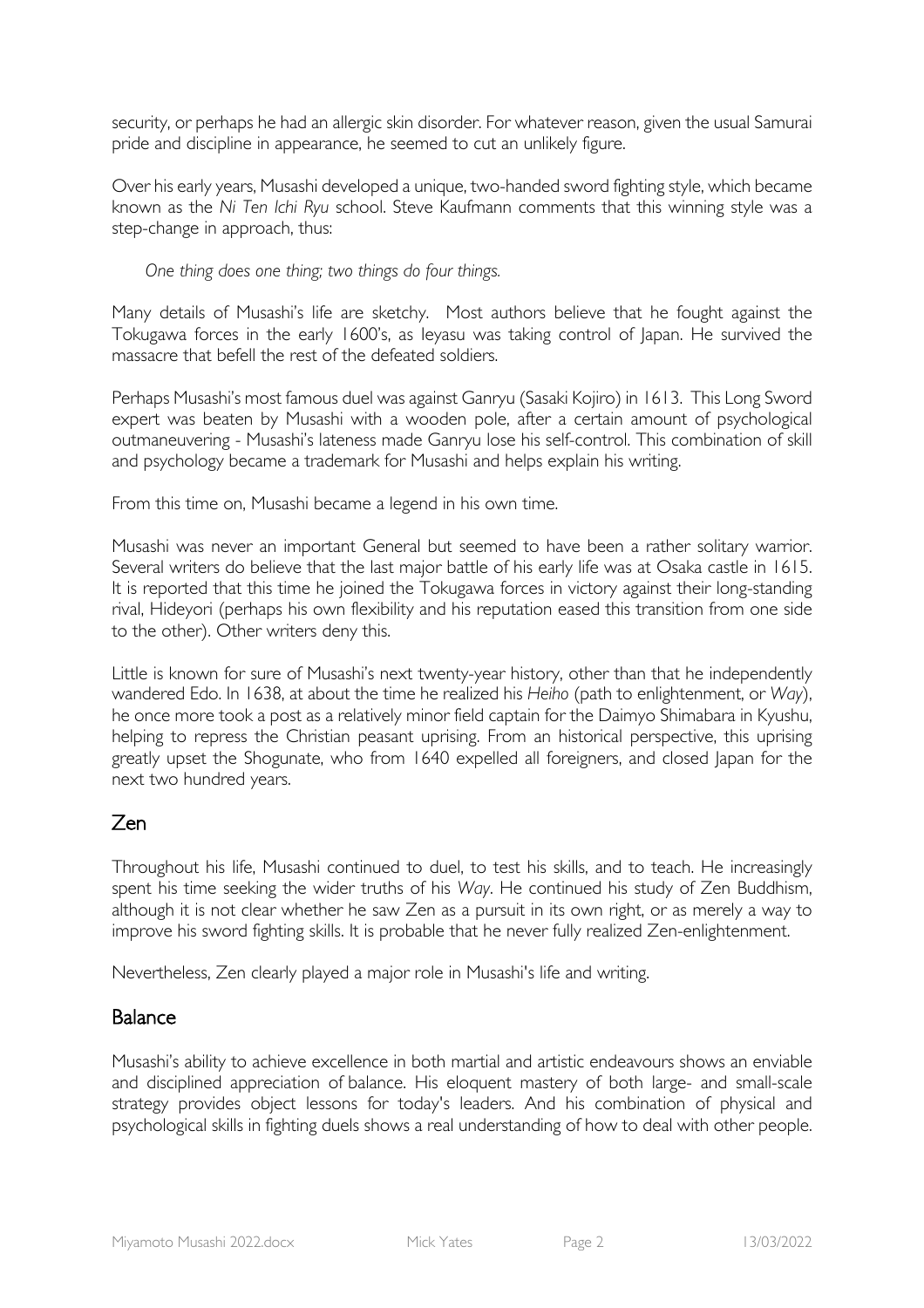security, or perhaps he had an allergic skin disorder. For whatever reason, given the usual Samurai pride and discipline in appearance, he seemed to cut an unlikely figure.

Over his early years, Musashi developed a unique, two-handed sword fighting style, which became known as the *Ni Ten Ichi Ryu* school. Steve Kaufmann comments that this winning style was a step-change in approach, thus:

> *One thing does one thing; two things do four things.*

Many details of Musashi's life are sketchy. Most authors believe that he fought against the Tokugawa forces in the early 1600's, as Ieyasu was taking control of Japan. He survived the massacre that befell the rest of the defeated soldiers.

Perhaps Musashi's most famous duel was against Ganryu (Sasaki Kojiro) in 1613. This Long Sword expert was beaten by Musashi with a wooden pole, after a certain amount of psychological outmaneuvering - Musashi's lateness made Ganryu lose his self-control. This combination of skill and psychology became a trademark for Musashi and helps explain his writing.

From this time on, Musashi became a legend in his own time.

Musashi was never an important General but seemed to have been a rather solitary warrior. Several writers do believe that the last major battle of his early life was at Osaka castle in 1615. It is reported that this time he joined the Tokugawa forces in victory against their long-standing rival, Hideyori (perhaps his own flexibility and his reputation eased this transition from one side to the other). Other writers deny this.

Little is known for sure of Musashi's next twenty-year history, other than that he independently wandered Edo. In 1638, at about the time he realized his *Heiho* (path to enlightenment, or *Way*), he once more took a post as a relatively minor field captain for the Daimyo Shimabara in Kyushu, helping to repress the Christian peasant uprising. From an historical perspective, this uprising greatly upset the Shogunate, who from 1640 expelled all foreigners, and closed Japan for the next two hundred years.

## Zen

Throughout his life, Musashi continued to duel, to test his skills, and to teach. He increasingly spent his time seeking the wider truths of his *Way*. He continued his study of Zen Buddhism, although it is not clear whether he saw Zen as a pursuit in its own right, or as merely a way to improve his sword fighting skills. It is probable that he never fully realized Zen-enlightenment.

Nevertheless, Zen clearly played a major role in Musashi's life and writing.

## Balance

Musashi's ability to achieve excellence in both martial and artistic endeavours shows an enviable and disciplined appreciation of balance. His eloquent mastery of both large- and small-scale strategy provides object lessons for today's leaders. And his combination of physical and psychological skills in fighting duels shows a real understanding of how to deal with other people.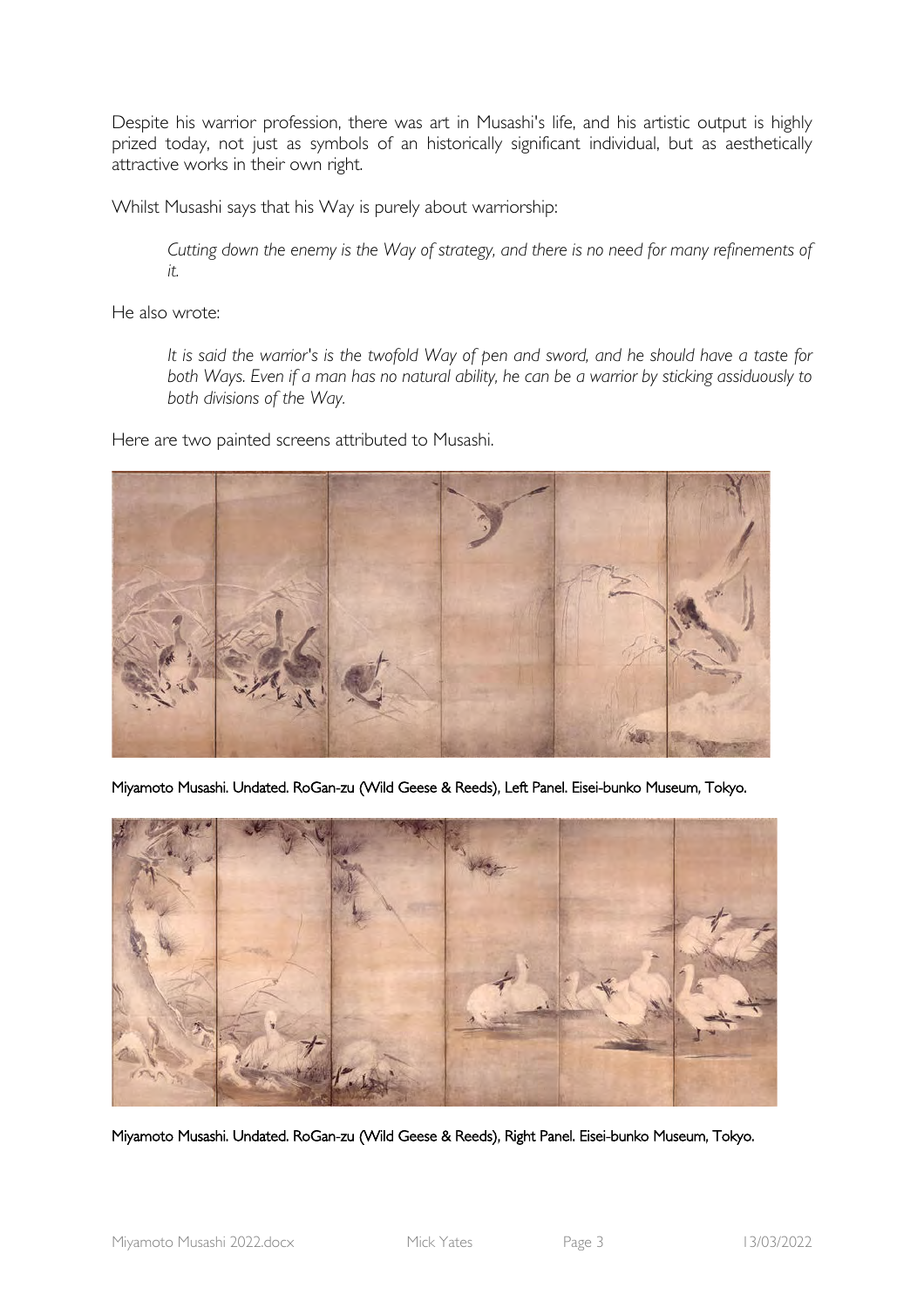Despite his warrior profession, there was art in Musashi's life, and his artistic output is highly prized today, not just as symbols of an historically significant individual, but as aesthetically attractive works in their own right.

Whilst Musashi says that his Way is purely about warriorship:

> *Cutting down the enemy is the Way of strategy, and there is no need for many refinements of it.*

He also wrote:

> *It is said the warrior's is the twofold Way of pen and sword, and he should have a taste for both Ways. Even if a man has no natural ability, he can be a warrior by sticking assiduously to both divisions of the Way.*

Here are two painted screens attributed to Musashi.

Miyamoto Musashi. Undated. RoGan-zu (Wild Geese & Reeds), Left Panel. Eisei-bunko Museum, Tokyo.

Miyamoto Musashi. Undated. RoGan-zu (Wild Geese & Reeds), Right Panel. Eisei-bunko Museum, Tokyo.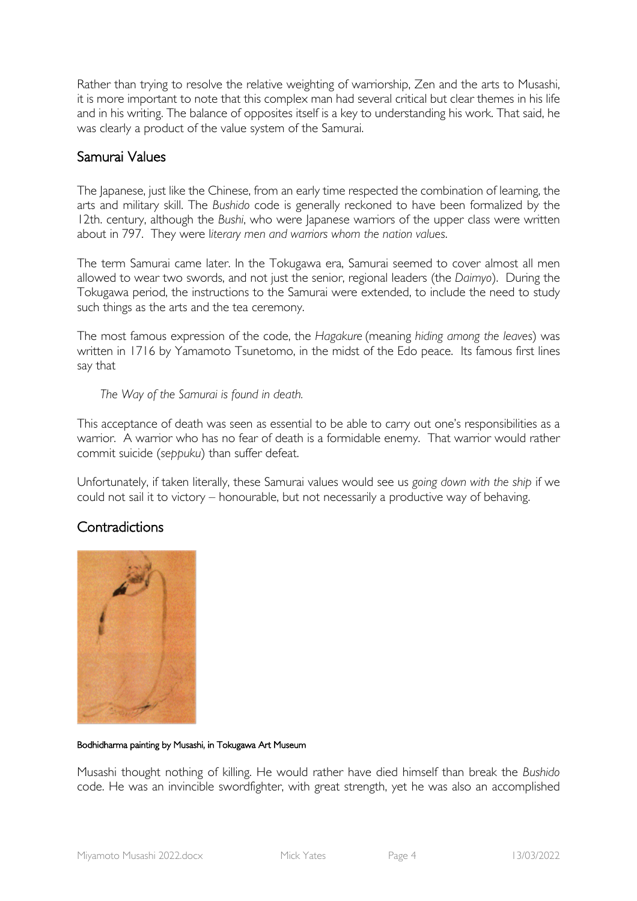Rather than trying to resolve the relative weighting of warriorship, Zen and the arts to Musashi, it is more important to note that this complex man had several critical but clear themes in his life and in his writing. The balance of opposites itself is a key to understanding his work. That said, he was clearly a product of the value system of the Samurai.

## Samurai Values

The Japanese, just like the Chinese, from an early time respected the combination of learning, the arts and military skill. The *Bushido* code is generally reckoned to have been formalized by the 12th. century, although the *Bushi*, who were Japanese warriors of the upper class were written about in 797. They were *literary men and warriors whom the nation values*.

The term Samurai came later. In the Tokugawa era, Samurai seemed to cover almost all men allowed to wear two swords, and not just the senior, regional leaders (the *Daimyo*). During the Tokugawa period, the instructions to the Samurai were extended, to include the need to study such things as the arts and the tea ceremony.

The most famous expression of the code, the *Hagakure* (meaning *hiding among the leaves*) was written in 1716 by Yamamoto Tsunetomo, in the midst of the Edo peace. Its famous first lines say that

> *The Way of the Samurai is found in death.*

This acceptance of death was seen as essential to be able to carry out one's responsibilities as a warrior. A warrior who has no fear of death is a formidable enemy. That warrior would rather commit suicide (*seppuku*) than suffer defeat.

Unfortunately, if taken literally, these Samurai values would see us *going down with the ship* if we could not sail it to victory – honourable, but not necessarily a productive way of behaving.

## Contradictions

**Bodhidharma painting by Musashi, in Tokugawa Art Museum**

Musashi thought nothing of killing. He would rather have died himself than break the *Bushido* code. He was an invincible swordfighter, with great strength, yet he was also an accomplished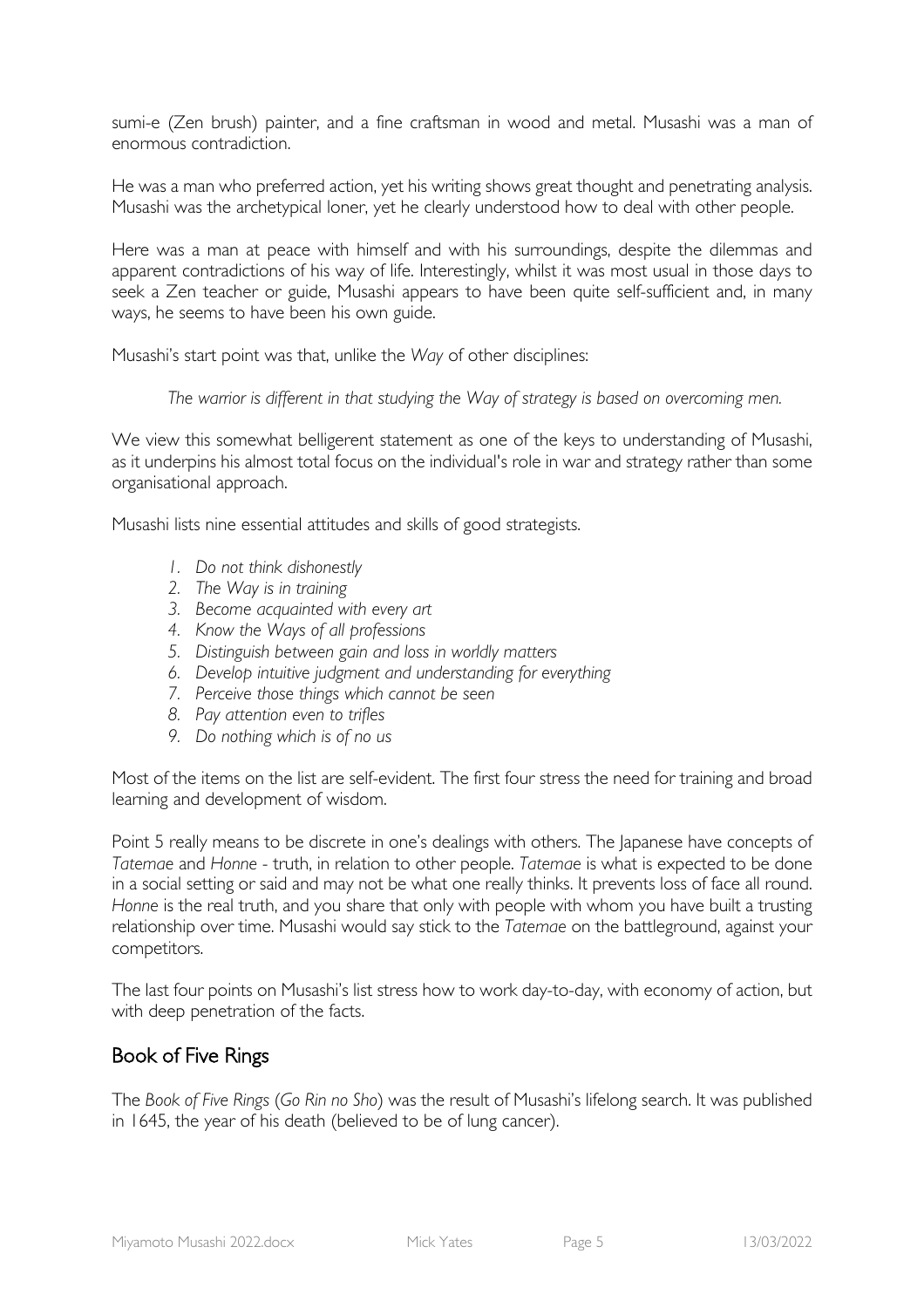sumi-e (Zen brush) painter, and a fine craftsman in wood and metal. Musashi was a man of enormous contradiction.

He was a man who preferred action, yet his writing shows great thought and penetrating analysis. Musashi was the archetypical loner, yet he clearly understood how to deal with other people.

Here was a man at peace with himself and with his surroundings, despite the dilemmas and apparent contradictions of his way of life. Interestingly, whilst it was most usual in those days to seek a Zen teacher or guide, Musashi appears to have been quite self-sufficient and, in many ways, he seems to have been his own guide.

Musashi's start point was that, unlike the *Way* of other disciplines:

> *The warrior is different in that studying the Way of strategy is based on overcoming men.*

We view this somewhat belligerent statement as one of the keys to understanding of Musashi, as it underpins his almost total focus on the individual's role in war and strategy rather than some organisational approach.

Musashi lists nine essential attitudes and skills of good strategists.

1. *Do not think dishonestly*
2. *The Way is in training*
3. *Become acquainted with every art*
4. *Know the Ways of all professions*
5. *Distinguish between gain and loss in worldly matters*
6. *Develop intuitive judgment and understanding for everything*
7. *Perceive those things which cannot be seen*
8. *Pay attention even to trifles*
9. *Do nothing which is of no us*

Most of the items on the list are self-evident. The first four stress the need for training and broad learning and development of wisdom.

Point 5 really means to be discrete in one's dealings with others. The Japanese have concepts of *Tatemae* and *Honne* - truth, in relation to other people. *Tatemae* is what is expected to be done in a social setting or said and may not be what one really thinks. It prevents loss of face all round. *Honne* is the real truth, and you share that only with people with whom you have built a trusting relationship over time. Musashi would say stick to the *Tatemae* on the battleground, against your competitors.

The last four points on Musashi's list stress how to work day-to-day, with economy of action, but with deep penetration of the facts.

## Book of Five Rings

The *Book of Five Rings* (*Go Rin no Sho*) was the result of Musashi's lifelong search. It was published in 1645, the year of his death (believed to be of lung cancer).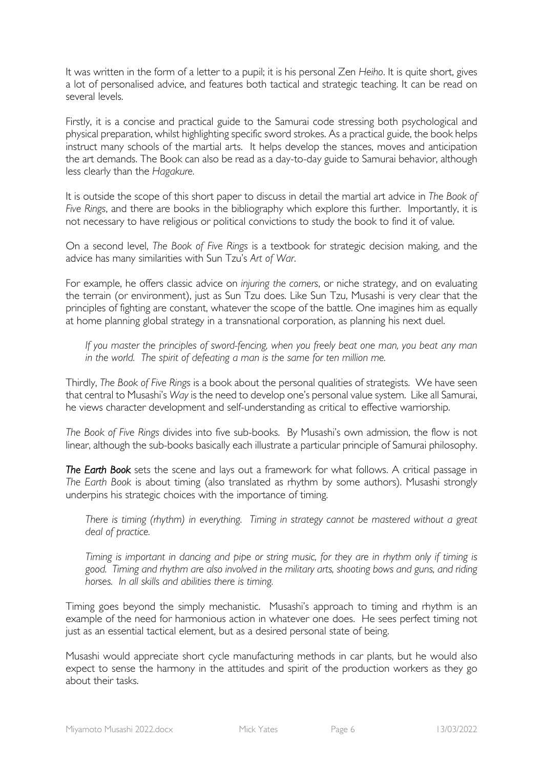It was written in the form of a letter to a pupil; it is his personal Zen *Heiho*. It is quite short, gives a lot of personalised advice, and features both tactical and strategic teaching. It can be read on several levels.

Firstly, it is a concise and practical guide to the Samurai code stressing both psychological and physical preparation, whilst highlighting specific sword strokes. As a practical guide, the book helps instruct many schools of the martial arts. It helps develop the stances, moves and anticipation the art demands. The Book can also be read as a day-to-day guide to Samurai behavior, although less clearly than the *Hagakure*.

It is outside the scope of this short paper to discuss in detail the martial art advice in *The Book of Five Rings*, and there are books in the bibliography which explore this further. Importantly, it is not necessary to have religious or political convictions to study the book to find it of value.

On a second level, *The Book of Five Rings* is a textbook for strategic decision making, and the advice has many similarities with Sun Tzu's *Art of War*.

For example, he offers classic advice on *injuring the corners*, or niche strategy, and on evaluating the terrain (or environment), just as Sun Tzu does. Like Sun Tzu, Musashi is very clear that the principles of fighting are constant, whatever the scope of the battle. One imagines him as equally at home planning global strategy in a transnational corporation, as planning his next duel.

> *If you master the principles of sword-fencing, when you freely beat one man, you beat any man in the world. The spirit of defeating a man is the same for ten million me.*

Thirdly, *The Book of Five Rings* is a book about the personal qualities of strategists. We have seen that central to Musashi's *Way* is the need to develop one's personal value system. Like all Samurai, he views character development and self-understanding as critical to effective warriorship.

*The Book of Five Rings* divides into five sub-books. By Musashi's own admission, the flow is not linear, although the sub-books basically each illustrate a particular principle of Samurai philosophy.

***The Earth Book*** sets the scene and lays out a framework for what follows. A critical passage in *The Earth Book* is about timing (also translated as rhythm by some authors). Musashi strongly underpins his strategic choices with the importance of timing.

> *There is timing (rhythm) in everything. Timing in strategy cannot be mastered without a great deal of practice.*
>
> *Timing is important in dancing and pipe or string music, for they are in rhythm only if timing is good. Timing and rhythm are also involved in the military arts, shooting bows and guns, and riding horses. In all skills and abilities there is timing.*

Timing goes beyond the simply mechanistic. Musashi's approach to timing and rhythm is an example of the need for harmonious action in whatever one does. He sees perfect timing not just as an essential tactical element, but as a desired personal state of being.

Musashi would appreciate short cycle manufacturing methods in car plants, but he would also expect to sense the harmony in the attitudes and spirit of the production workers as they go about their tasks.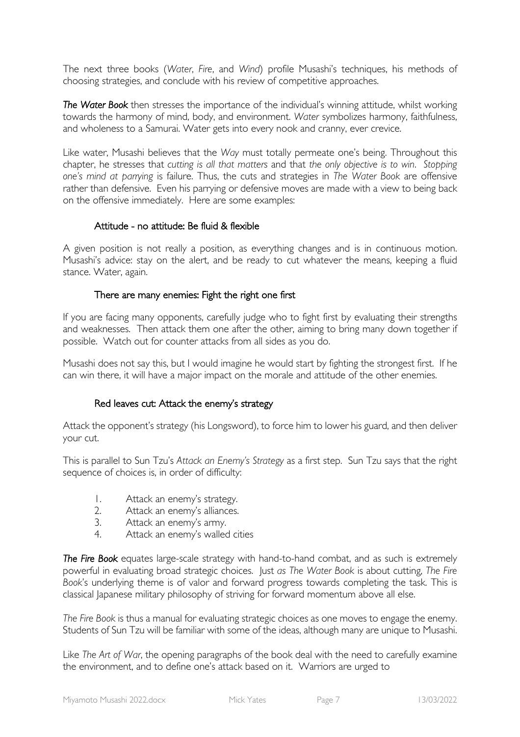The next three books (*Water*, *Fire*, and *Wind*) profile Musashi's techniques, his methods of choosing strategies, and conclude with his review of competitive approaches.

***The Water Book*** then stresses the importance of the individual's winning attitude, whilst working towards the harmony of mind, body, and environment. *Water* symbolizes harmony, faithfulness, and wholeness to a Samurai. Water gets into every nook and cranny, ever crevice.

Like water, Musashi believes that the *Way* must totally permeate one's being. Throughout this chapter, he stresses that *cutting is all that matters* and that *the only objective is to win*. *Stopping one's mind at parrying* is failure. Thus, the cuts and strategies in *The Water Book* are offensive rather than defensive. Even his parrying or defensive moves are made with a view to being back on the offensive immediately. Here are some examples:

### Attitude - no attitude: Be fluid & flexible

A given position is not really a position, as everything changes and is in continuous motion. Musashi's advice: stay on the alert, and be ready to cut whatever the means, keeping a fluid stance. Water, again.

### There are many enemies: Fight the right one first

If you are facing many opponents, carefully judge who to fight first by evaluating their strengths and weaknesses. Then attack them one after the other, aiming to bring many down together if possible. Watch out for counter attacks from all sides as you do.

Musashi does not say this, but I would imagine he would start by fighting the strongest first. If he can win there, it will have a major impact on the morale and attitude of the other enemies.

### Red leaves cut: Attack the enemy's strategy

Attack the opponent's strategy (his Longsword), to force him to lower his guard, and then deliver your cut.

This is parallel to Sun Tzu's *Attack an Enemy's Strategy* as a first step. Sun Tzu says that the right sequence of choices is, in order of difficulty:

1. Attack an enemy's strategy.
2. Attack an enemy's alliances.
3. Attack an enemy's army.
4. Attack an enemy's walled cities

***The Fire Book*** equates large-scale strategy with hand-to-hand combat, and as such is extremely powerful in evaluating broad strategic choices. Just *as The Water Book* is about cutting, *The Fire Book*'s underlying theme is of valor and forward progress towards completing the task. This is classical Japanese military philosophy of striving for forward momentum above all else.

*The Fire Book* is thus a manual for evaluating strategic choices as one moves to engage the enemy. Students of Sun Tzu will be familiar with some of the ideas, although many are unique to Musashi.

Like *The Art of War*, the opening paragraphs of the book deal with the need to carefully examine the environment, and to define one's attack based on it. Warriors are urged to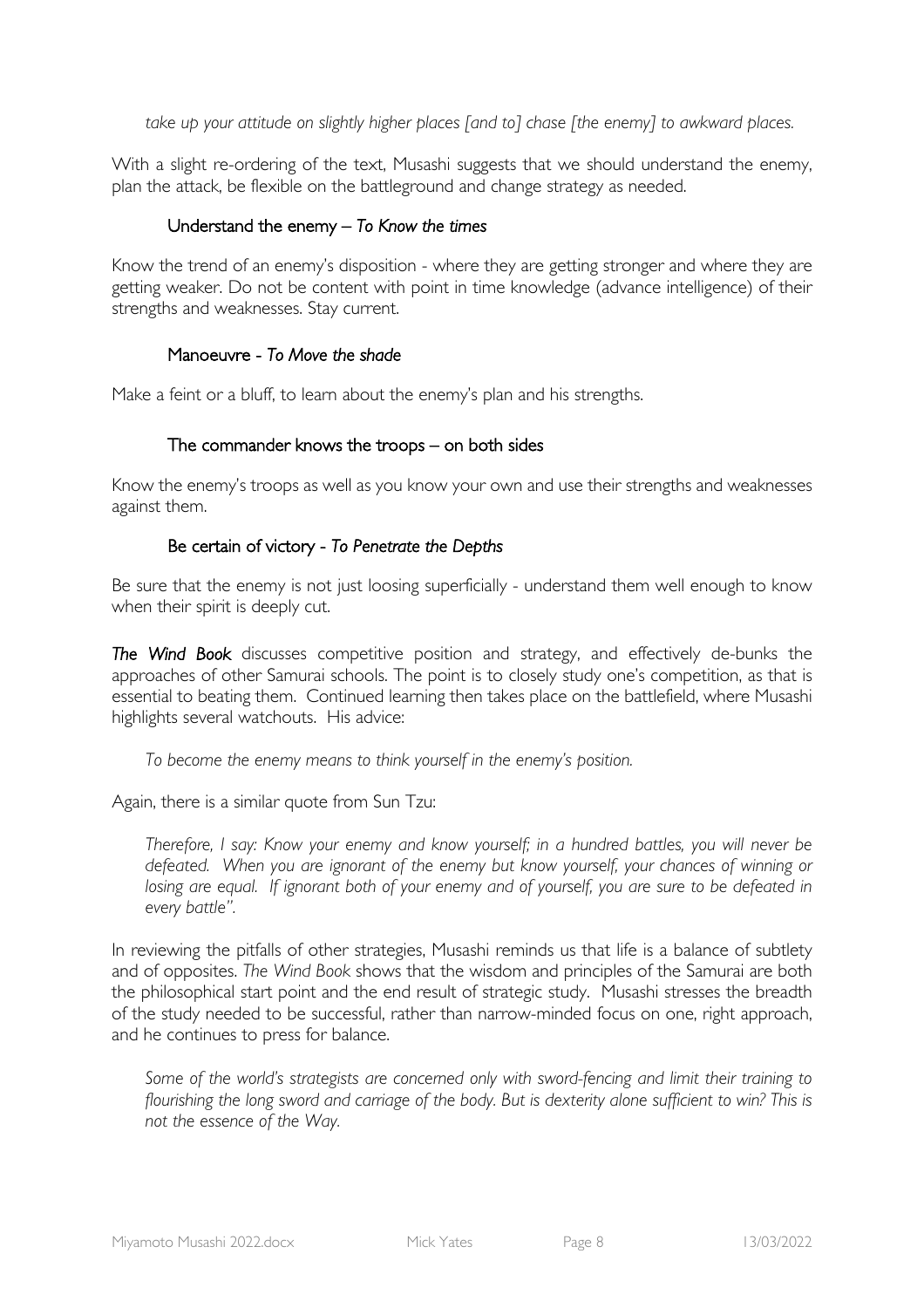*take up your attitude on slightly higher places [and to] chase [the enemy] to awkward places.*

With a slight re-ordering of the text, Musashi suggests that we should understand the enemy, plan the attack, be flexible on the battleground and change strategy as needed.

### Understand the enemy – *To Know the times*

Know the trend of an enemy's disposition - where they are getting stronger and where they are getting weaker. Do not be content with point in time knowledge (advance intelligence) of their strengths and weaknesses. Stay current.

### Manoeuvre - *To Move the shade*

Make a feint or a bluff, to learn about the enemy's plan and his strengths.

### The commander knows the troops – on both sides

Know the enemy's troops as well as you know your own and use their strengths and weaknesses against them.

### Be certain of victory - *To Penetrate the Depths*

Be sure that the enemy is not just loosing superficially - understand them well enough to know when their spirit is deeply cut.

***The Wind Book*** discusses competitive position and strategy, and effectively de-bunks the approaches of other Samurai schools. The point is to closely study one's competition, as that is essential to beating them. Continued learning then takes place on the battlefield, where Musashi highlights several watchouts. His advice:

*To become the enemy means to think yourself in the enemy's position.*

Again, there is a similar quote from Sun Tzu:

*Therefore, I say: Know your enemy and know yourself; in a hundred battles, you will never be defeated. When you are ignorant of the enemy but know yourself, your chances of winning or losing are equal. If ignorant both of your enemy and of yourself, you are sure to be defeated in every battle".*

In reviewing the pitfalls of other strategies, Musashi reminds us that life is a balance of subtlety and of opposites. *The Wind Book* shows that the wisdom and principles of the Samurai are both the philosophical start point and the end result of strategic study. Musashi stresses the breadth of the study needed to be successful, rather than narrow-minded focus on one, right approach, and he continues to press for balance.

*Some of the world's strategists are concerned only with sword-fencing and limit their training to flourishing the long sword and carriage of the body. But is dexterity alone sufficient to win? This is not the essence of the Way.*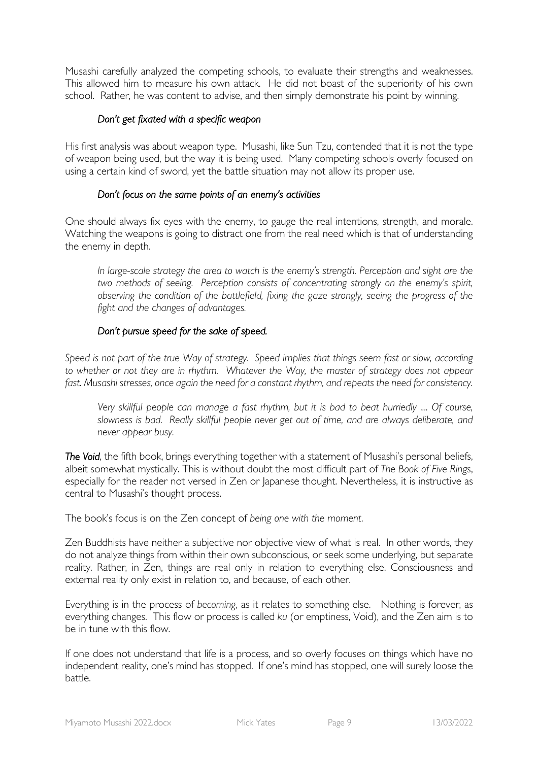Musashi carefully analyzed the competing schools, to evaluate their strengths and weaknesses. This allowed him to measure his own attack. He did not boast of the superiority of his own school. Rather, he was content to advise, and then simply demonstrate his point by winning.

*Don't get fixated with a specific weapon*

His first analysis was about weapon type. Musashi, like Sun Tzu, contended that it is not the type of weapon being used, but the way it is being used. Many competing schools overly focused on using a certain kind of sword, yet the battle situation may not allow its proper use.

*Don't focus on the same points of an enemy's activities*

One should always fix eyes with the enemy, to gauge the real intentions, strength, and morale. Watching the weapons is going to distract one from the real need which is that of understanding the enemy in depth.

> *In large-scale strategy the area to watch is the enemy's strength. Perception and sight are the two methods of seeing. Perception consists of concentrating strongly on the enemy's spirit, observing the condition of the battlefield, fixing the gaze strongly, seeing the progress of the fight and the changes of advantages.*

*Don't pursue speed for the sake of speed.*

*Speed is not part of the true Way of strategy. Speed implies that things seem fast or slow, according to whether or not they are in rhythm. Whatever the Way, the master of strategy does not appear fast. Musashi stresses, once again the need for a constant rhythm, and repeats the need for consistency.*

> *Very skillful people can manage a fast rhythm, but it is bad to beat hurriedly .... Of course, slowness is bad. Really skillful people never get out of time, and are always deliberate, and never appear busy.*

***The Void***, the fifth book, brings everything together with a statement of Musashi's personal beliefs, albeit somewhat mystically. This is without doubt the most difficult part of *The Book of Five Rings*, especially for the reader not versed in Zen or Japanese thought. Nevertheless, it is instructive as central to Musashi's thought process.

The book's focus is on the Zen concept of *being one with the moment*.

Zen Buddhists have neither a subjective nor objective view of what is real. In other words, they do not analyze things from within their own subconscious, or seek some underlying, but separate reality. Rather, in Zen, things are real only in relation to everything else. Consciousness and external reality only exist in relation to, and because, of each other.

Everything is in the process of *becoming*, as it relates to something else. Nothing is forever, as everything changes. This flow or process is called *ku* (or emptiness, Void), and the Zen aim is to be in tune with this flow.

If one does not understand that life is a process, and so overly focuses on things which have no independent reality, one's mind has stopped. If one's mind has stopped, one will surely loose the battle.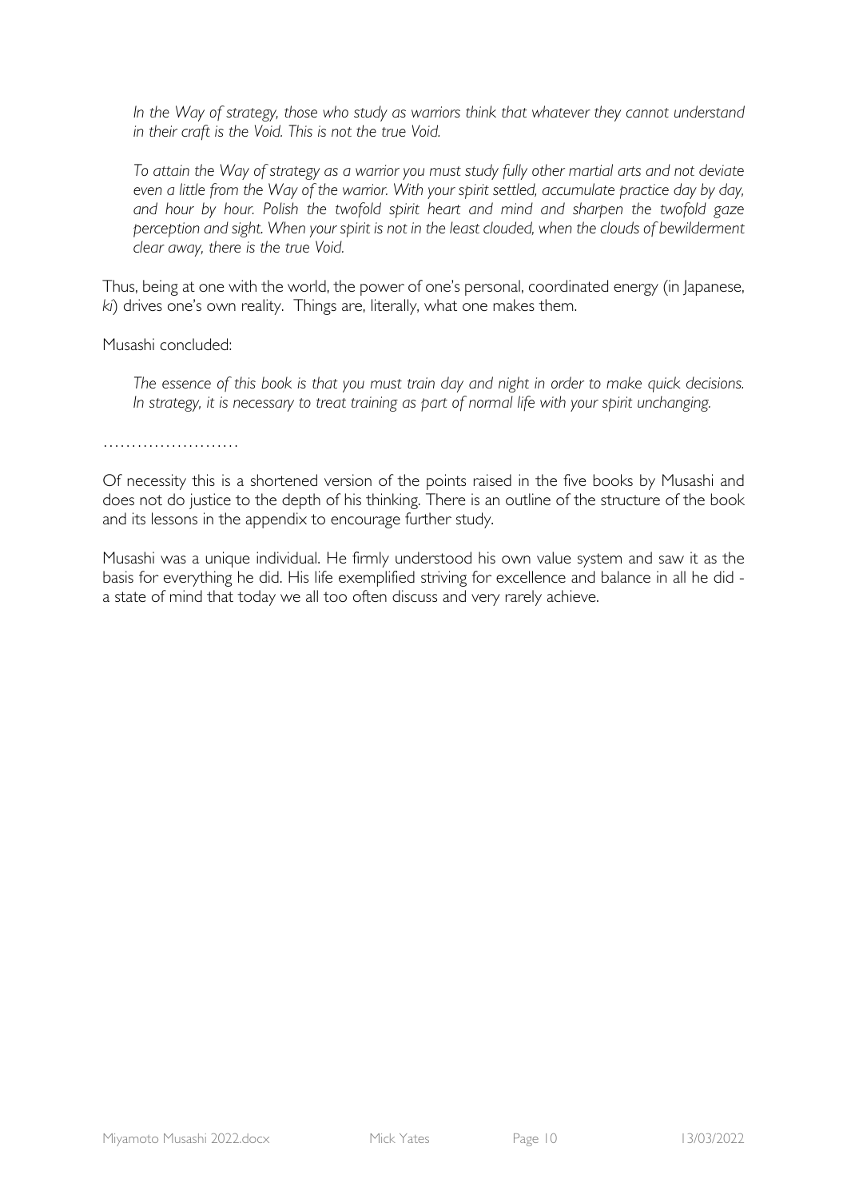*In the Way of strategy, those who study as warriors think that whatever they cannot understand in their craft is the Void. This is not the true Void.*

*To attain the Way of strategy as a warrior you must study fully other martial arts and not deviate even a little from the Way of the warrior. With your spirit settled, accumulate practice day by day, and hour by hour. Polish the twofold spirit heart and mind and sharpen the twofold gaze perception and sight. When your spirit is not in the least clouded, when the clouds of bewilderment clear away, there is the true Void.*

Thus, being at one with the world, the power of one's personal, coordinated energy (in Japanese, *ki*) drives one's own reality. Things are, literally, what one makes them.

Musashi concluded:

*The essence of this book is that you must train day and night in order to make quick decisions. In strategy, it is necessary to treat training as part of normal life with your spirit unchanging.*

……………………

Of necessity this is a shortened version of the points raised in the five books by Musashi and does not do justice to the depth of his thinking. There is an outline of the structure of the book and its lessons in the appendix to encourage further study.

Musashi was a unique individual. He firmly understood his own value system and saw it as the basis for everything he did. His life exemplified striving for excellence and balance in all he did - a state of mind that today we all too often discuss and very rarely achieve.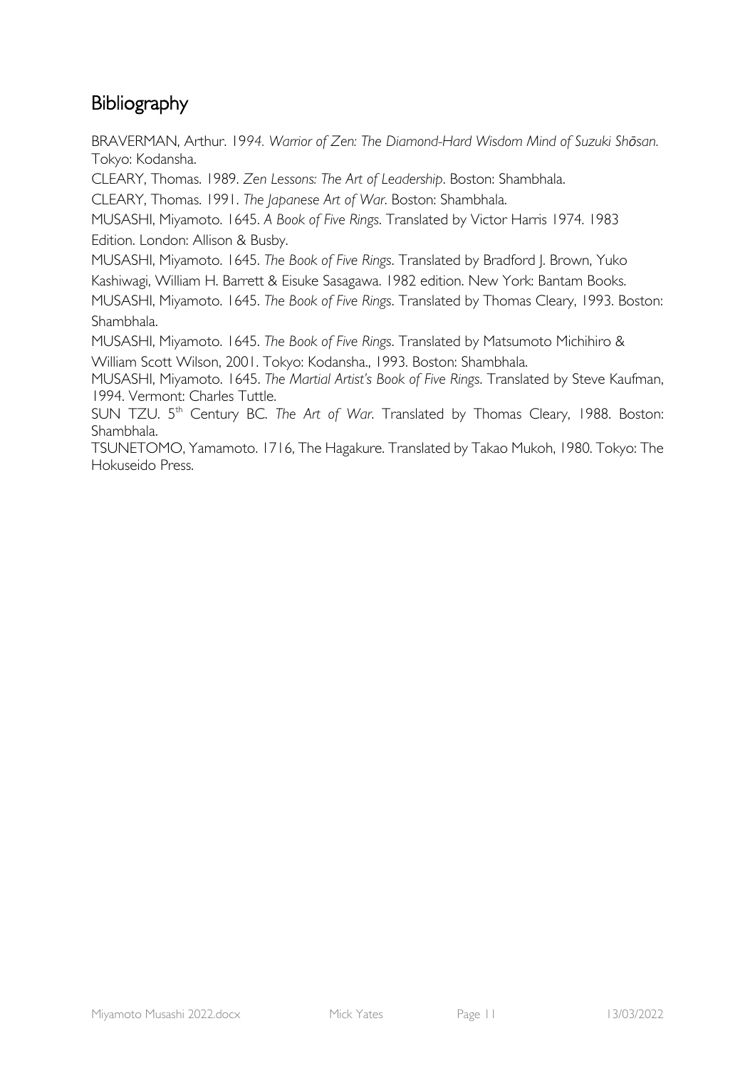## Bibliography

BRAVERMAN, Arthur. 1994. *Warrior of Zen: The Diamond-Hard Wisdom Mind of Suzuki Shōsan.* Tokyo: Kodansha.

CLEARY, Thomas. 1989. *Zen Lessons: The Art of Leadership*. Boston: Shambhala.

CLEARY, Thomas. 1991. *The Japanese Art of War*. Boston: Shambhala.

MUSASHI, Miyamoto. 1645. *A Book of Five Rings*. Translated by Victor Harris 1974. 1983 Edition. London: Allison & Busby.

MUSASHI, Miyamoto. 1645. *The Book of Five Rings*. Translated by Bradford J. Brown, Yuko Kashiwagi, William H. Barrett & Eisuke Sasagawa. 1982 edition. New York: Bantam Books.

MUSASHI, Miyamoto. 1645. *The Book of Five Rings*. Translated by Thomas Cleary, 1993. Boston: Shambhala.

MUSASHI, Miyamoto. 1645. *The Book of Five Rings*. Translated by Matsumoto Michihiro & William Scott Wilson, 2001. Tokyo: Kodansha., 1993. Boston: Shambhala.

MUSASHI, Miyamoto. 1645. *The Martial Artist's Book of Five Rings*. Translated by Steve Kaufman, 1994. Vermont: Charles Tuttle.

SUN TZU. 5th Century BC. *The Art of War*. Translated by Thomas Cleary, 1988. Boston: Shambhala.

TSUNETOMO, Yamamoto. 1716, The Hagakure. Translated by Takao Mukoh, 1980. Tokyo: The Hokuseido Press.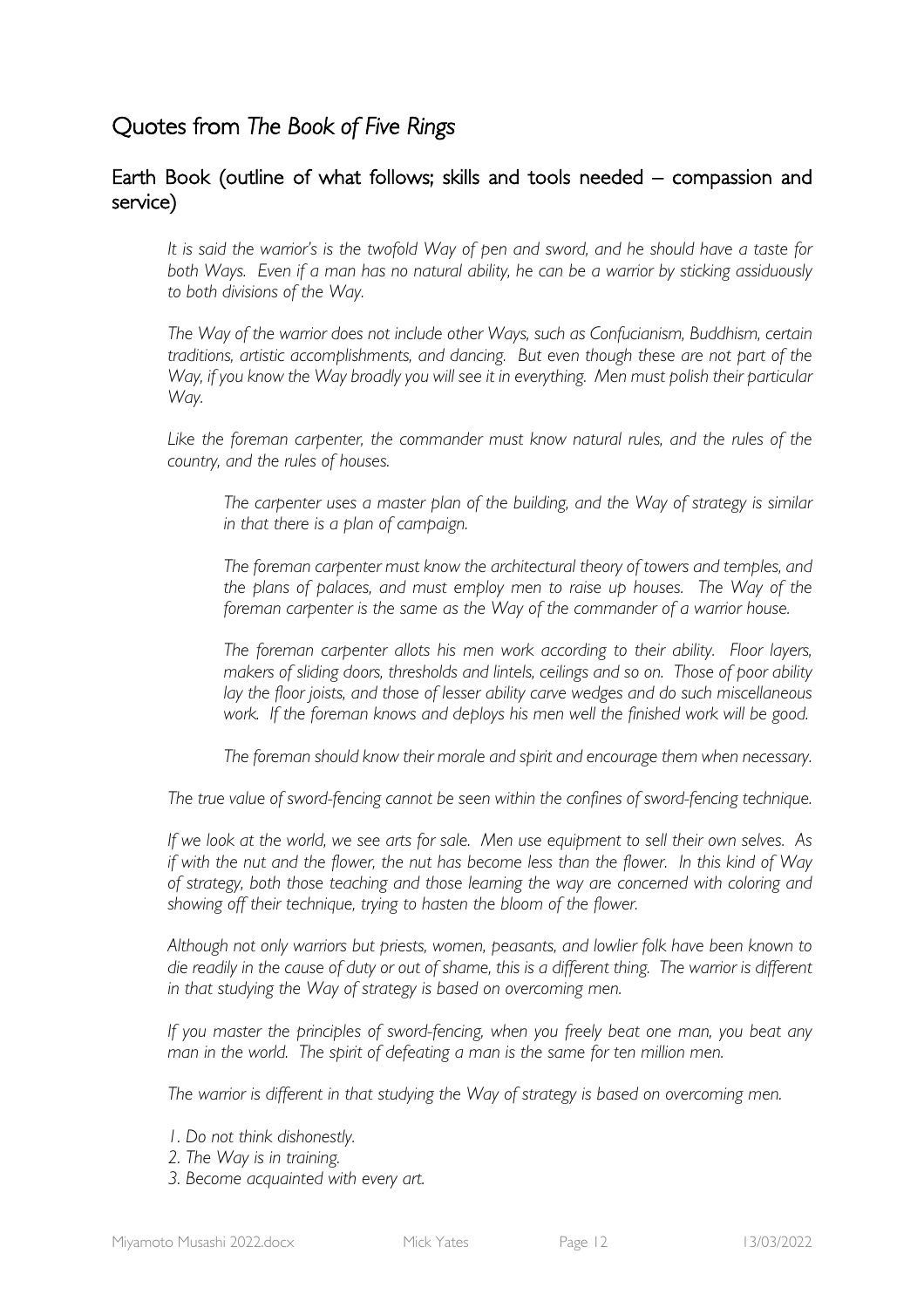## Quotes from *The Book of Five Rings*

### Earth Book (outline of what follows; skills and tools needed – compassion and service)

*It is said the warrior's is the twofold Way of pen and sword, and he should have a taste for both Ways. Even if a man has no natural ability, he can be a warrior by sticking assiduously to both divisions of the Way.*

*The Way of the warrior does not include other Ways, such as Confucianism, Buddhism, certain traditions, artistic accomplishments, and dancing. But even though these are not part of the Way, if you know the Way broadly you will see it in everything. Men must polish their particular Way.*

*Like the foreman carpenter, the commander must know natural rules, and the rules of the country, and the rules of houses.*

> *The carpenter uses a master plan of the building, and the Way of strategy is similar in that there is a plan of campaign.*
>
> *The foreman carpenter must know the architectural theory of towers and temples, and the plans of palaces, and must employ men to raise up houses. The Way of the foreman carpenter is the same as the Way of the commander of a warrior house.*
>
> *The foreman carpenter allots his men work according to their ability. Floor layers, makers of sliding doors, thresholds and lintels, ceilings and so on. Those of poor ability lay the floor joists, and those of lesser ability carve wedges and do such miscellaneous work. If the foreman knows and deploys his men well the finished work will be good.*
>
> *The foreman should know their morale and spirit and encourage them when necessary.*

*The true value of sword-fencing cannot be seen within the confines of sword-fencing technique.*

*If we look at the world, we see arts for sale. Men use equipment to sell their own selves. As if with the nut and the flower, the nut has become less than the flower. In this kind of Way of strategy, both those teaching and those learning the way are concerned with coloring and showing off their technique, trying to hasten the bloom of the flower.*

*Although not only warriors but priests, women, peasants, and lowlier folk have been known to die readily in the cause of duty or out of shame, this is a different thing. The warrior is different in that studying the Way of strategy is based on overcoming men.*

*If you master the principles of sword-fencing, when you freely beat one man, you beat any man in the world. The spirit of defeating a man is the same for ten million men.*

*The warrior is different in that studying the Way of strategy is based on overcoming men.*

1. *Do not think dishonestly.*
2. *The Way is in training.*
3. *Become acquainted with every art.*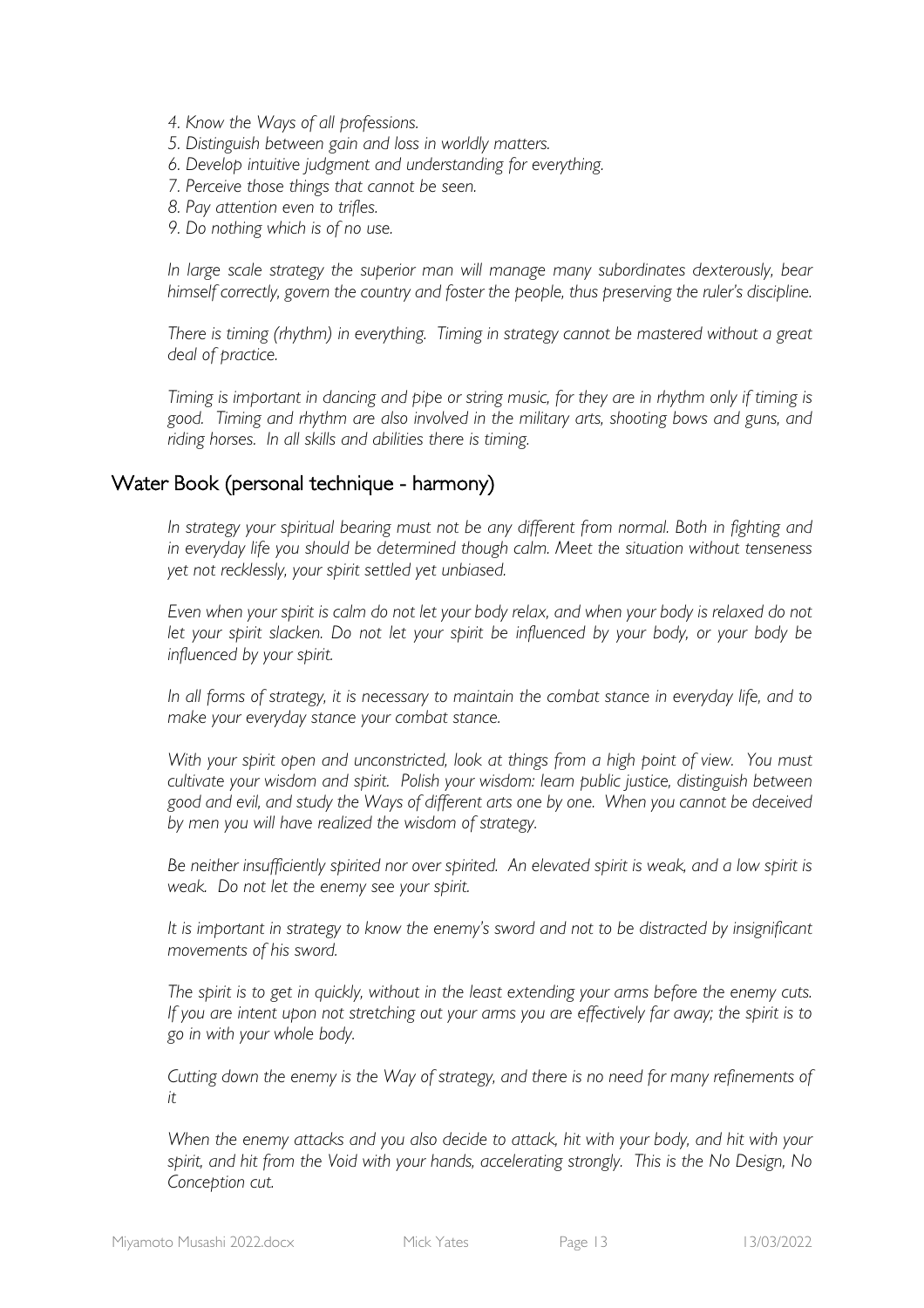*4. Know the Ways of all professions.*
*5. Distinguish between gain and loss in worldly matters.*
*6. Develop intuitive judgment and understanding for everything.*
*7. Perceive those things that cannot be seen.*
*8. Pay attention even to trifles.*
*9. Do nothing which is of no use.*

*In large scale strategy the superior man will manage many subordinates dexterously, bear himself correctly, govern the country and foster the people, thus preserving the ruler's discipline.*

*There is timing (rhythm) in everything. Timing in strategy cannot be mastered without a great deal of practice.*

*Timing is important in dancing and pipe or string music, for they are in rhythm only if timing is good. Timing and rhythm are also involved in the military arts, shooting bows and guns, and riding horses. In all skills and abilities there is timing.*

## Water Book (personal technique - harmony)

*In strategy your spiritual bearing must not be any different from normal. Both in fighting and in everyday life you should be determined though calm. Meet the situation without tenseness yet not recklessly, your spirit settled yet unbiased.*

*Even when your spirit is calm do not let your body relax, and when your body is relaxed do not let your spirit slacken. Do not let your spirit be influenced by your body, or your body be influenced by your spirit.*

*In all forms of strategy, it is necessary to maintain the combat stance in everyday life, and to make your everyday stance your combat stance.*

*With your spirit open and unconstricted, look at things from a high point of view. You must cultivate your wisdom and spirit. Polish your wisdom: learn public justice, distinguish between good and evil, and study the Ways of different arts one by one. When you cannot be deceived by men you will have realized the wisdom of strategy.*

*Be neither insufficiently spirited nor over spirited. An elevated spirit is weak, and a low spirit is weak. Do not let the enemy see your spirit.*

*It is important in strategy to know the enemy's sword and not to be distracted by insignificant movements of his sword.*

*The spirit is to get in quickly, without in the least extending your arms before the enemy cuts. If you are intent upon not stretching out your arms you are effectively far away; the spirit is to go in with your whole body.*

*Cutting down the enemy is the Way of strategy, and there is no need for many refinements of it*

*When the enemy attacks and you also decide to attack, hit with your body, and hit with your spirit, and hit from the Void with your hands, accelerating strongly. This is the No Design, No Conception cut.*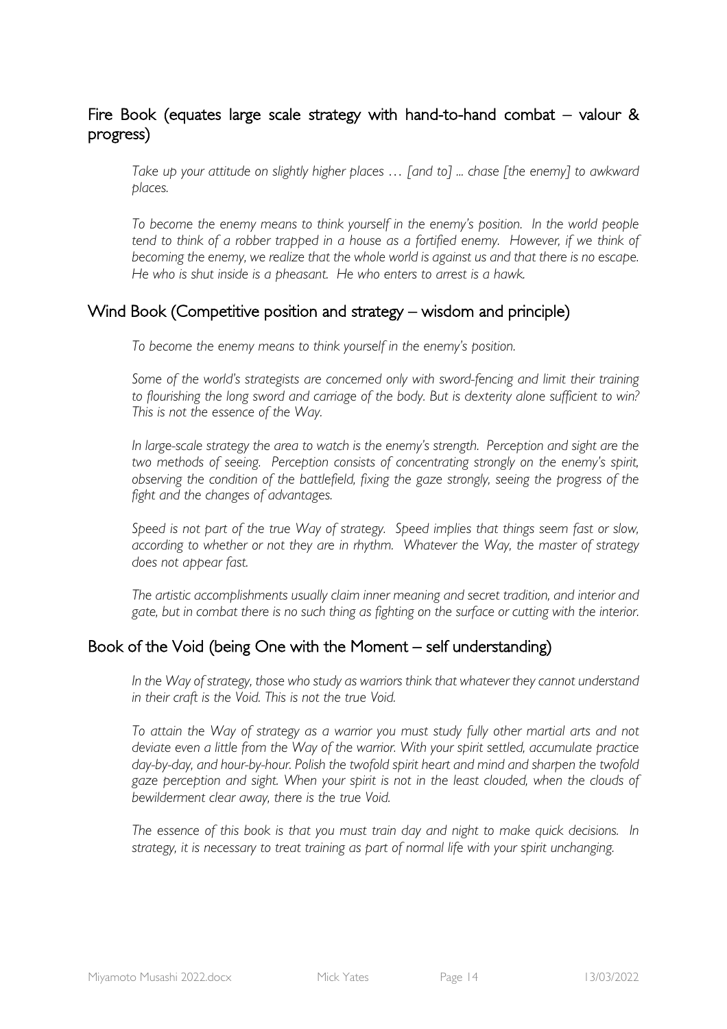## Fire Book (equates large scale strategy with hand-to-hand combat – valour & progress)

*Take up your attitude on slightly higher places … [and to] ... chase [the enemy] to awkward places.*

*To become the enemy means to think yourself in the enemy's position. In the world people tend to think of a robber trapped in a house as a fortified enemy. However, if we think of becoming the enemy, we realize that the whole world is against us and that there is no escape. He who is shut inside is a pheasant. He who enters to arrest is a hawk.*

## Wind Book (Competitive position and strategy – wisdom and principle)

*To become the enemy means to think yourself in the enemy's position.*

*Some of the world's strategists are concerned only with sword-fencing and limit their training to flourishing the long sword and carriage of the body. But is dexterity alone sufficient to win? This is not the essence of the Way.*

*In large-scale strategy the area to watch is the enemy's strength. Perception and sight are the two methods of seeing. Perception consists of concentrating strongly on the enemy's spirit, observing the condition of the battlefield, fixing the gaze strongly, seeing the progress of the fight and the changes of advantages.*

*Speed is not part of the true Way of strategy. Speed implies that things seem fast or slow, according to whether or not they are in rhythm. Whatever the Way, the master of strategy does not appear fast.*

*The artistic accomplishments usually claim inner meaning and secret tradition, and interior and gate, but in combat there is no such thing as fighting on the surface or cutting with the interior.*

## Book of the Void (being One with the Moment – self understanding)

*In the Way of strategy, those who study as warriors think that whatever they cannot understand in their craft is the Void. This is not the true Void.*

*To attain the Way of strategy as a warrior you must study fully other martial arts and not deviate even a little from the Way of the warrior. With your spirit settled, accumulate practice day-by-day, and hour-by-hour. Polish the twofold spirit heart and mind and sharpen the twofold gaze perception and sight. When your spirit is not in the least clouded, when the clouds of bewilderment clear away, there is the true Void.*

*The essence of this book is that you must train day and night to make quick decisions. In strategy, it is necessary to treat training as part of normal life with your spirit unchanging.*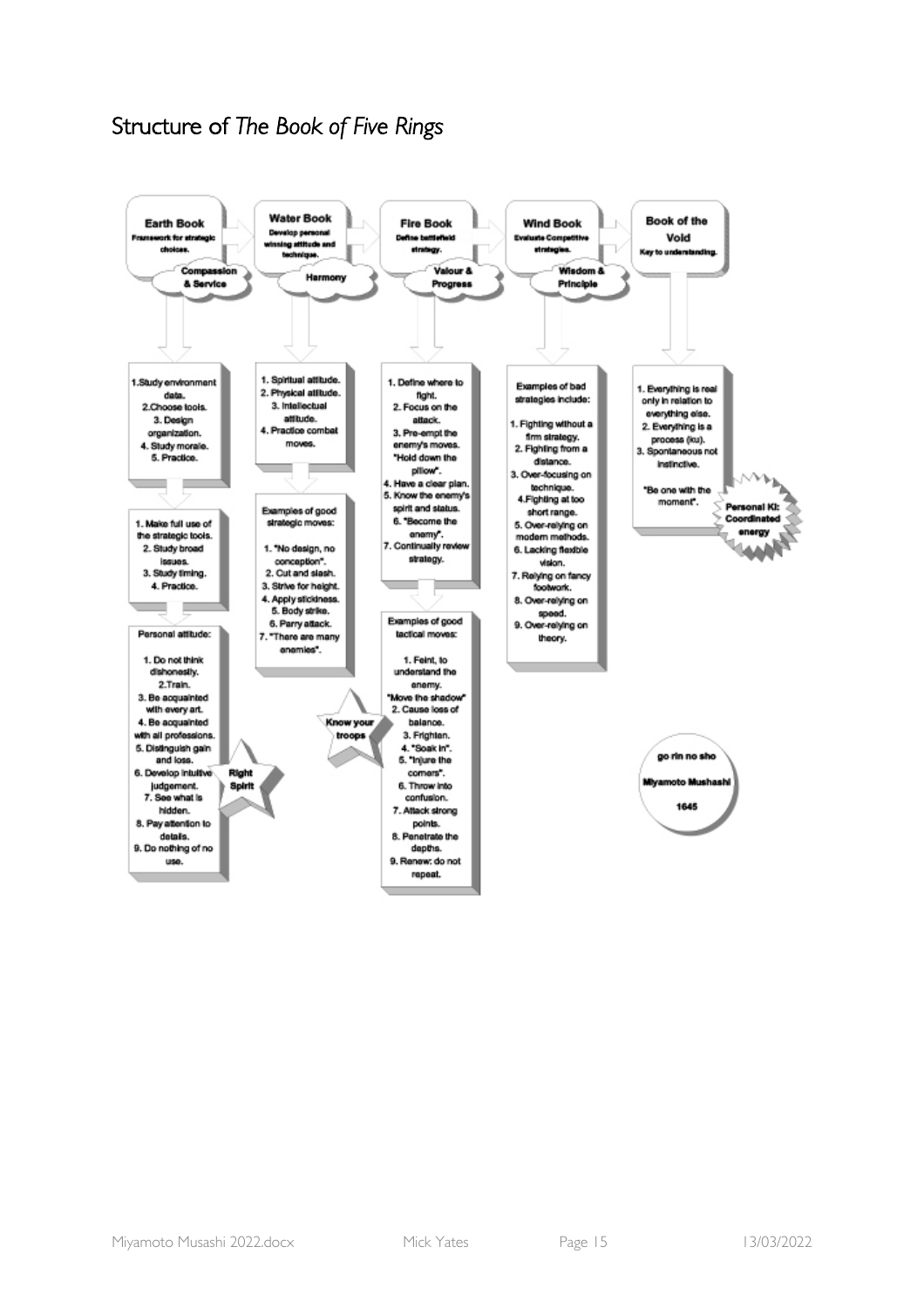## Structure of *The Book of Five Rings*

**Earth Book**
Framework for strategic choices.

Compassion & Service

1. Study environment data.
2. Choose tools.
3. Design organization.
4. Study morale.
5. Practice.

1. Make full use of the strategic tools.
2. Study broad issues.
3. Study timing.
4. Practice.

Personal attitude:

1. Do not think dishonestly.
2. Train.
3. Be acquainted with every art.
4. Be acquainted with all professions.
5. Distinguish gain and loss.
6. Develop intuitive judgement.
7. See what is hidden.
8. Pay attention to details.
9. Do nothing of no use.

Right Spirit

**Water Book**
Develop personal winning attitude and technique.

Harmony

1. Spiritual attitude.
2. Physical attitude.
3. Intellectual attitude.
4. Practice combat moves.

Examples of good strategic moves:

1. "No design, no conception".
2. Cut and slash.
3. Strive for height.
4. Apply stickiness.
5. Body strike.
6. Parry attack.
7. "There are many enemies".

Know your troops

**Fire Book**
Define battlefield strategy.

Valour & Progress

1. Define where to fight.
2. Focus on the attack.
3. Pre-empt the enemy's moves. "Hold down the pillow".
4. Have a clear plan.
5. Know the enemy's spirit and status.
6. "Become the enemy".
7. Continually review strategy.

Examples of good tactical moves:

1. Feint, to understand the enemy. "Move the shadow"
2. Cause loss of balance.
3. Frighten.
4. "Soak in".
5. "Injure the corners".
6. Throw into confusion.
7. Attack strong points.
8. Penetrate the depths.
9. Renew: do not repeat.

**Wind Book**
Evaluate Competitive strategies.

Wisdom & Principle

Examples of bad strategies include:

1. Fighting without a firm strategy.
2. Fighting from a distance.
3. Over-focusing on technique.
4. Fighting at too short range.
5. Over-relying on modern methods.
6. Lacking flexible vision.
7. Relying on fancy footwork.
8. Over-relying on speed.
9. Over-relying on theory.

**Book of the Void**
Key to understanding.

1. Everything is real only in relation to everything else.
2. Everything is a process (ku).
3. Spontaneous not instinctive.

"Be one with the moment".

Personal Ki: Coordinated energy

go rin no sho

Miyamoto Mushashi

1645